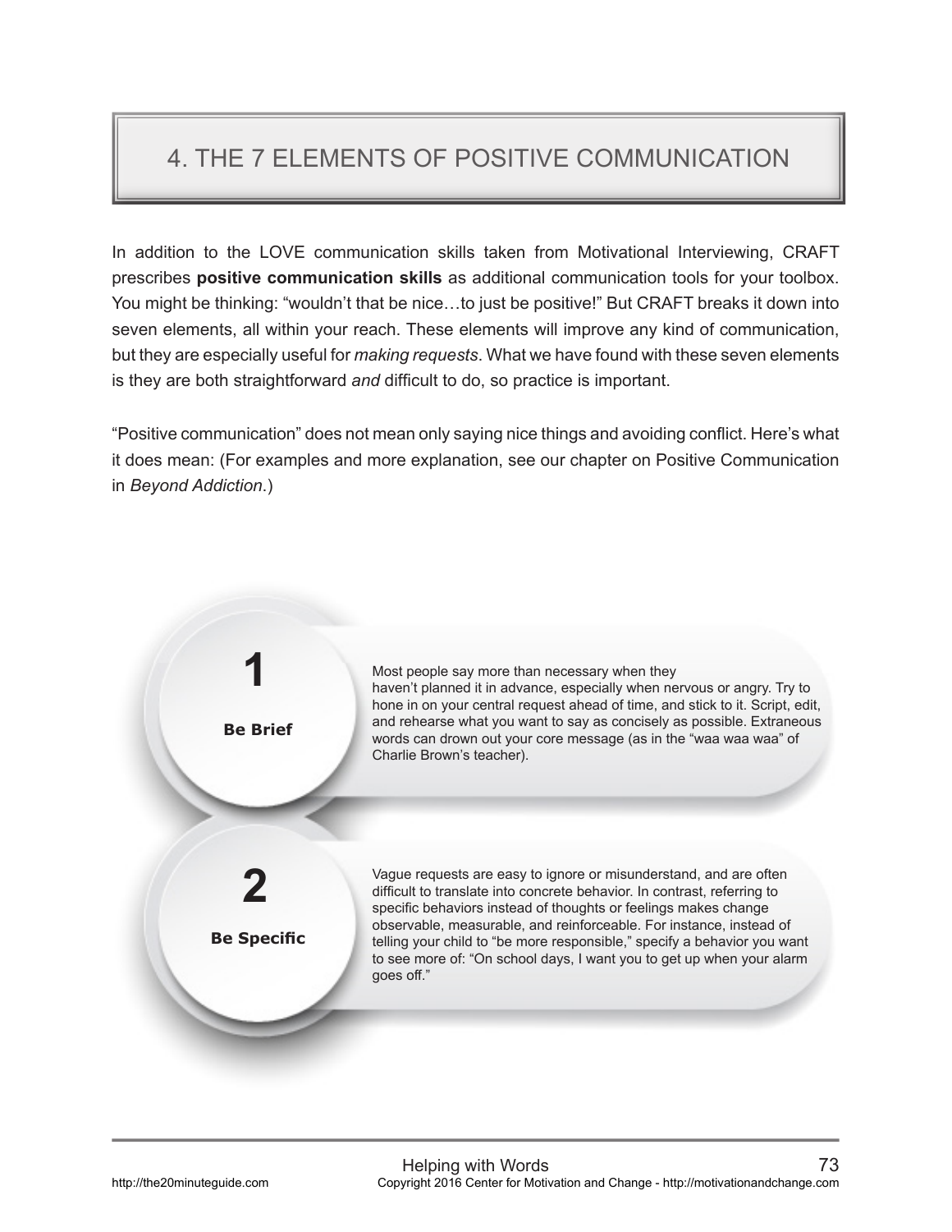# 4. THE 7 ELEMENTS OF POSITIVE COMMUNICATION

In addition to the LOVE communication skills taken from Motivational Interviewing, CRAFT prescribes **positive communication skills** as additional communication tools for your toolbox. You might be thinking: "wouldn't that be nice…to just be positive!" But CRAFT breaks it down into seven elements, all within your reach. These elements will improve any kind of communication, but they are especially useful for *making requests*. What we have found with these seven elements is they are both straightforward *and* difficult to do, so practice is important.

"Positive communication" does not mean only saying nice things and avoiding conflict. Here's what it does mean: (For examples and more explanation, see our chapter on Positive Communication in *Beyond Addiction*.)

## 1 Be Brief

Most people say more than necessary when they haven't planned it in advance, especially when nervous or angry. Try to hone in on your central request ahead of time, and stick to it. Script, edit, and rehearse what you want to say as concisely as possible. Extraneous words can drown out your core message (as in the "waa waa waa" of Charlie Brown's teacher).

## 2 Be Specific

Vague requests are easy to ignore or misunderstand, and are often difficult to translate into concrete behavior. In contrast, referring to specific behaviors instead of thoughts or feelings makes change observable, measurable, and reinforceable. For instance, instead of telling your child to "be more responsible," specify a behavior you want to see more of: "On school days, I want you to get up when your alarm goes off."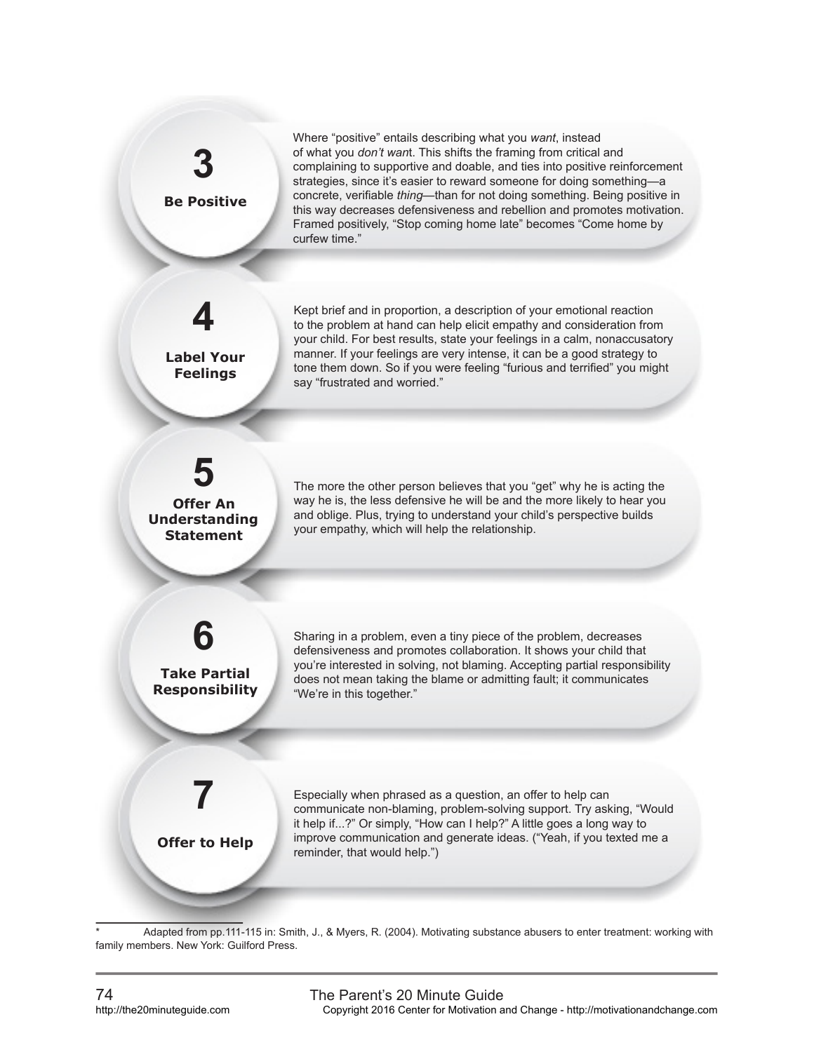### 3 Be Positive

Where "positive" entails describing what you *want*, instead of what you *don't want*. This shifts the framing from critical and complaining to supportive and doable, and ties into positive reinforcement strategies, since it's easier to reward someone for doing something—a concrete, verifiable *thing*—than for not doing something. Being positive in this way decreases defensiveness and rebellion and promotes motivation. Framed positively, "Stop coming home late" becomes "Come home by curfew time."

### 4 Label Your Feelings

Kept brief and in proportion, a description of your emotional reaction to the problem at hand can help elicit empathy and consideration from your child. For best results, state your feelings in a calm, nonaccusatory manner. If your feelings are very intense, it can be a good strategy to tone them down. So if you were feeling "furious and terrified" you might say "frustrated and worried."

### 5 Offer An Understanding Statement

The more the other person believes that you "get" why he is acting the way he is, the less defensive he will be and the more likely to hear you and oblige. Plus, trying to understand your child's perspective builds your empathy, which will help the relationship.

### 6 Take Partial Responsibility

Sharing in a problem, even a tiny piece of the problem, decreases defensiveness and promotes collaboration. It shows your child that you're interested in solving, not blaming. Accepting partial responsibility does not mean taking the blame or admitting fault; it communicates "We're in this together."

### 7 Offer to Help

Especially when phrased as a question, an offer to help can communicate non-blaming, problem-solving support. Try asking, "Would it help if...?" Or simply, "How can I help?" A little goes a long way to improve communication and generate ideas. ("Yeah, if you texted me a reminder, that would help.")

---

\* Adapted from pp.111-115 in: Smith, J., & Myers, R. (2004). Motivating substance abusers to enter treatment: working with family members. New York: Guilford Press.